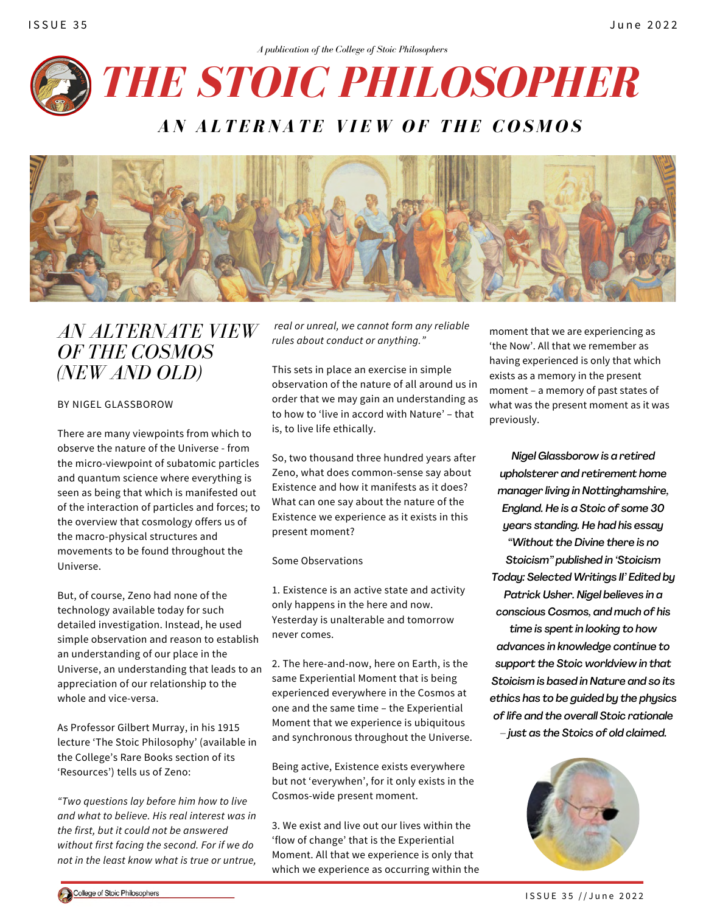*A publication of the College of Stoic Philosophers*

# THE STOIC PHILOSOPHER

## AN ALTERNATE VIEW OF THE COSMOS

## *AN ALTERNATE VIEW OF THE COSMOS (NEW AND OLD)*

BY NIGEL GLASSBOROW

There are many viewpoints from which to observe the nature of the Universe - from the micro-viewpoint of subatomic particles and quantum science where everything is seen as being that which is manifested out of the interaction of particles and forces; to the overview that cosmology offers us of the macro-physical structures and movements to be found throughout the Universe.

But, of course, Zeno had none of the technology available today for such detailed investigation. Instead, he used simple observation and reason to establish an understanding of our place in the Universe, an understanding that leads to an appreciation of our relationship to the whole and vice-versa.

As Professor Gilbert Murray, in his 1915 lecture 'The Stoic Philosophy' (available in the College's Rare Books section of its 'Resources') tells us of Zeno:

*"Two questions lay before him how to live and what to believe. His real interest was in the first, but it could not be answered without first facing the second. For if we do not in the least know what is true or untrue, real or unreal, we cannot form any reliable rules about conduct or anything."*

This sets in place an exercise in simple observation of the nature of all around us in order that we may gain an understanding as to how to 'live in accord with Nature' – that is, to live life ethically.

So, two thousand three hundred years after Zeno, what does common-sense say about Existence and how it manifests as it does? What can one say about the nature of the Existence we experience as it exists in this present moment?

Some Observations

1. Existence is an active state and activity only happens in the here and now. Yesterday is unalterable and tomorrow never comes.

2. The here-and-now, here on Earth, is the same Experiential Moment that is being experienced everywhere in the Cosmos at one and the same time – the Experiential Moment that we experience is ubiquitous and synchronous throughout the Universe.

Being active, Existence exists everywhere but not 'everywhen', for it only exists in the Cosmos-wide present moment.

3. We exist and live out our lives within the 'flow of change' that is the Experiential Moment. All that we experience is only that which we experience as occurring within the moment that we are experiencing as 'the Now'. All that we remember as having experienced is only that which exists as a memory in the present moment – a memory of past states of what was the present moment as it was previously.

***Nigel Glassborow is a retired upholsterer and retirement home manager living in Nottinghamshire, England. He is a Stoic of some 30 years standing. He had his essay "Without the Divine there is no Stoicism" published in 'Stoicism Today: Selected Writings II' Edited by Patrick Usher. Nigel believes in a conscious Cosmos, and much of his time is spent in looking to how advances in knowledge continue to support the Stoic worldview in that Stoicism is based in Nature and so its ethics has to be guided by the physics of life and the overall Stoic rationale – just as the Stoics of old claimed.***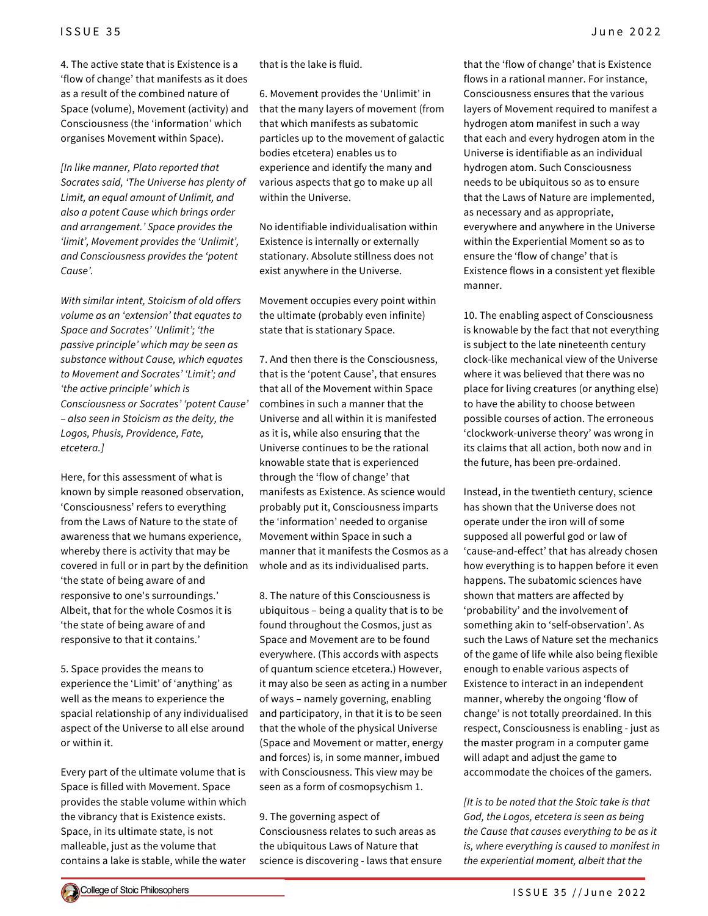4. The active state that is Existence is a 'flow of change' that manifests as it does as a result of the combined nature of Space (volume), Movement (activity) and Consciousness (the 'information' which organises Movement within Space).

*[In like manner, Plato reported that Socrates said, 'The Universe has plenty of Limit, an equal amount of Unlimit, and also a potent Cause which brings order and arrangement.' Space provides the 'limit', Movement provides the 'Unlimit', and Consciousness provides the 'potent Cause'.*

*With similar intent, Stoicism of old offers volume as an 'extension' that equates to Space and Socrates' 'Unlimit'; 'the passive principle' which may be seen as substance without Cause, which equates to Movement and Socrates' 'Limit'; and 'the active principle' which is Consciousness or Socrates' 'potent Cause' – also seen in Stoicism as the deity, the Logos, Phusis, Providence, Fate, etcetera.]*

Here, for this assessment of what is known by simple reasoned observation, 'Consciousness' refers to everything from the Laws of Nature to the state of awareness that we humans experience, whereby there is activity that may be covered in full or in part by the definition 'the state of being aware of and responsive to one's surroundings.' Albeit, that for the whole Cosmos it is 'the state of being aware of and responsive to that it contains.'

5. Space provides the means to experience the 'Limit' of 'anything' as well as the means to experience the spacial relationship of any individualised aspect of the Universe to all else around or within it.

Every part of the ultimate volume that is Space is filled with Movement. Space provides the stable volume within which the vibrancy that is Existence exists. Space, in its ultimate state, is not malleable, just as the volume that contains a lake is stable, while the water that is the lake is fluid.

6. Movement provides the 'Unlimit' in that the many layers of movement (from that which manifests as subatomic particles up to the movement of galactic bodies etcetera) enables us to experience and identify the many and various aspects that go to make up all within the Universe.

No identifiable individualisation within Existence is internally or externally stationary. Absolute stillness does not exist anywhere in the Universe.

Movement occupies every point within the ultimate (probably even infinite) state that is stationary Space.

7. And then there is the Consciousness, that is the 'potent Cause', that ensures that all of the Movement within Space combines in such a manner that the Universe and all within it is manifested as it is, while also ensuring that the Universe continues to be the rational knowable state that is experienced through the 'flow of change' that manifests as Existence. As science would probably put it, Consciousness imparts the 'information' needed to organise Movement within Space in such a manner that it manifests the Cosmos as a whole and as its individualised parts.

8. The nature of this Consciousness is ubiquitous – being a quality that is to be found throughout the Cosmos, just as Space and Movement are to be found everywhere. (This accords with aspects of quantum science etcetera.) However, it may also be seen as acting in a number of ways – namely governing, enabling and participatory, in that it is to be seen that the whole of the physical Universe (Space and Movement or matter, energy and forces) is, in some manner, imbued with Consciousness. This view may be seen as a form of cosmopsychism 1.

9. The governing aspect of Consciousness relates to such areas as the ubiquitous Laws of Nature that science is discovering - laws that ensure that the 'flow of change' that is Existence flows in a rational manner. For instance, Consciousness ensures that the various layers of Movement required to manifest a hydrogen atom manifest in such a way that each and every hydrogen atom in the Universe is identifiable as an individual hydrogen atom. Such Consciousness needs to be ubiquitous so as to ensure that the Laws of Nature are implemented, as necessary and as appropriate, everywhere and anywhere in the Universe within the Experiential Moment so as to ensure the 'flow of change' that is Existence flows in a consistent yet flexible manner.

10. The enabling aspect of Consciousness is knowable by the fact that not everything is subject to the late nineteenth century clock-like mechanical view of the Universe where it was believed that there was no place for living creatures (or anything else) to have the ability to choose between possible courses of action. The erroneous 'clockwork-universe theory' was wrong in its claims that all action, both now and in the future, has been pre-ordained.

Instead, in the twentieth century, science has shown that the Universe does not operate under the iron will of some supposed all powerful god or law of 'cause-and-effect' that has already chosen how everything is to happen before it even happens. The subatomic sciences have shown that matters are affected by 'probability' and the involvement of something akin to 'self-observation'. As such the Laws of Nature set the mechanics of the game of life while also being flexible enough to enable various aspects of Existence to interact in an independent manner, whereby the ongoing 'flow of change' is not totally preordained. In this respect, Consciousness is enabling - just as the master program in a computer game will adapt and adjust the game to accommodate the choices of the gamers.

*[It is to be noted that the Stoic take is that God, the Logos, etcetera is seen as being the Cause that causes everything to be as it is, where everything is caused to manifest in the experiential moment, albeit that the*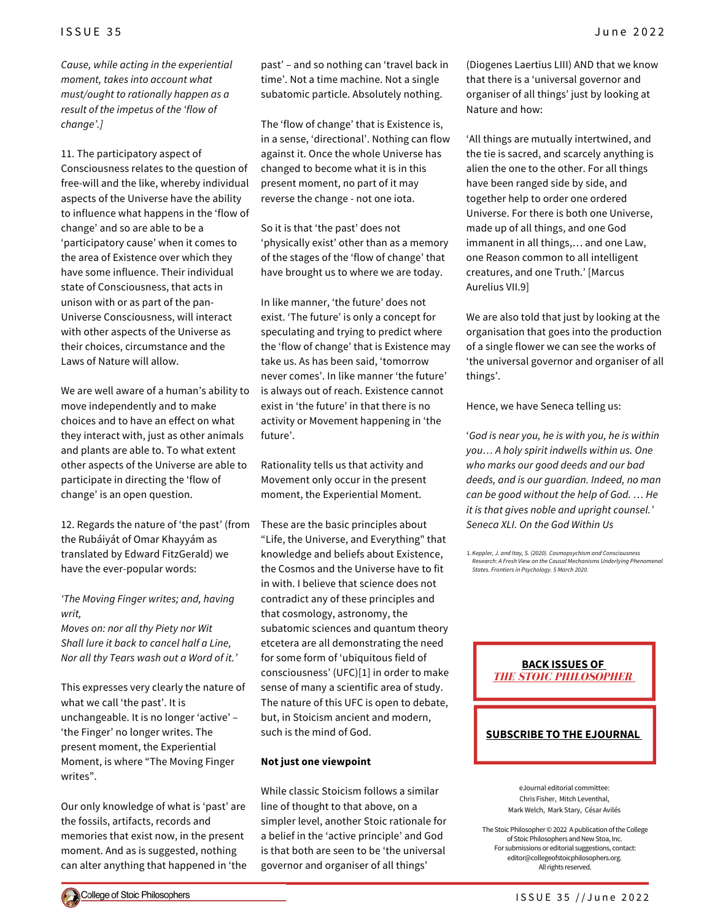*Cause, while acting in the experiential moment, takes into account what must/ought to rationally happen as a result of the impetus of the 'flow of change'.]*

11. The participatory aspect of Consciousness relates to the question of free-will and the like, whereby individual aspects of the Universe have the ability to influence what happens in the 'flow of change' and so are able to be a 'participatory cause' when it comes to the area of Existence over which they have some influence. Their individual state of Consciousness, that acts in unison with or as part of the pan-Universe Consciousness, will interact with other aspects of the Universe as their choices, circumstance and the Laws of Nature will allow.

We are well aware of a human's ability to move independently and to make choices and to have an effect on what they interact with, just as other animals and plants are able to. To what extent other aspects of the Universe are able to participate in directing the 'flow of change' is an open question.

12. Regards the nature of 'the past' (from the Rubáiyát of Omar Khayyám as translated by Edward FitzGerald) we have the ever-popular words:

*'The Moving Finger writes; and, having writ,*
*Moves on: nor all thy Piety nor Wit*
*Shall lure it back to cancel half a Line,*
*Nor all thy Tears wash out a Word of it.'*

This expresses very clearly the nature of what we call 'the past'. It is unchangeable. It is no longer 'active' – 'the Finger' no longer writes. The present moment, the Experiential Moment, is where "The Moving Finger writes".

Our only knowledge of what is 'past' are the fossils, artifacts, records and memories that exist now, in the present moment. And as is suggested, nothing can alter anything that happened in 'the past' – and so nothing can 'travel back in time'. Not a time machine. Not a single subatomic particle. Absolutely nothing.

The 'flow of change' that is Existence is, in a sense, 'directional'. Nothing can flow against it. Once the whole Universe has changed to become what it is in this present moment, no part of it may reverse the change - not one iota.

So it is that 'the past' does not 'physically exist' other than as a memory of the stages of the 'flow of change' that have brought us to where we are today.

In like manner, 'the future' does not exist. 'The future' is only a concept for speculating and trying to predict where the 'flow of change' that is Existence may take us. As has been said, 'tomorrow never comes'. In like manner 'the future' is always out of reach. Existence cannot exist in 'the future' in that there is no activity or Movement happening in 'the future'.

Rationality tells us that activity and Movement only occur in the present moment, the Experiential Moment.

These are the basic principles about "Life, the Universe, and Everything" that knowledge and beliefs about Existence, the Cosmos and the Universe have to fit in with. I believe that science does not contradict any of these principles and that cosmology, astronomy, the subatomic sciences and quantum theory etcetera are all demonstrating the need for some form of 'ubiquitous field of consciousness' (UFC)[1] in order to make sense of many a scientific area of study. The nature of this UFC is open to debate, but, in Stoicism ancient and modern, such is the mind of God.

**Not just one viewpoint**

While classic Stoicism follows a similar line of thought to that above, on a simpler level, another Stoic rationale for a belief in the 'active principle' and God is that both are seen to be 'the universal governor and organiser of all things' (Diogenes Laertius LIII) AND that we know that there is a 'universal governor and organiser of all things' just by looking at Nature and how:

'All things are mutually intertwined, and the tie is sacred, and scarcely anything is alien the one to the other. For all things have been ranged side by side, and together help to order one ordered Universe. For there is both one Universe, made up of all things, and one God immanent in all things,… and one Law, one Reason common to all intelligent creatures, and one Truth.' [Marcus Aurelius VII.9]

We are also told that just by looking at the organisation that goes into the production of a single flower we can see the works of 'the universal governor and organiser of all things'.

Hence, we have Seneca telling us:

'*God is near you, he is with you, he is within you… A holy spirit indwells within us. One who marks our good deeds and our bad deeds, and is our guardian. Indeed, no man can be good without the help of God. … He it is that gives noble and upright counsel.' Seneca XLI. On the God Within Us*

1. *Keppler, J. and Itay, S. (2020). Cosmopsychism and Consciousness Research: A Fresh View on the Causal Mechanisms Underlying Phenomenal States. Frontiers in Psychology. 5 March 2020.*

**BACK ISSUES OF *THE STOIC PHILOSOPHER***

**SUBSCRIBE TO THE EJOURNAL**

eJournal editorial committee:
Chris Fisher, Mitch Leventhal,
Mark Welch, Mark Stary, César Avilés

The Stoic Philosopher © 2022 A publication of the College of Stoic Philosophers and New Stoa, Inc.
For submissions or editorial suggestions, contact: editor@collegeofstoicphilosophers.org.
All rights reserved.